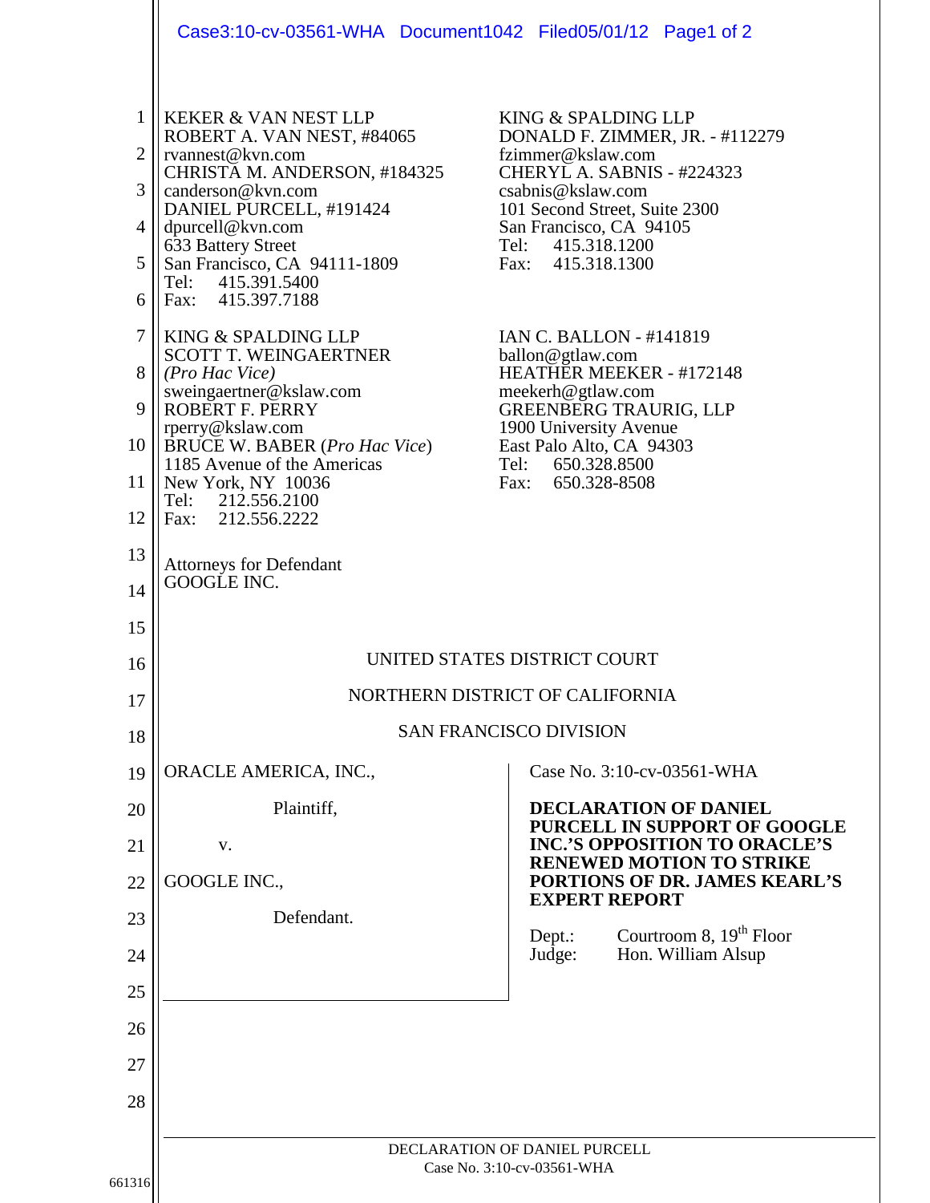KEKER & VAN NEST LLP
ROBERT A. VAN NEST, #84065
rvannest@kvn.com
CHRISTA M. ANDERSON, #184325
canderson@kvn.com
DANIEL PURCELL, #191424
dpurcell@kvn.com
633 Battery Street
San Francisco, CA 94111-1809
Tel: 415.391.5400
Fax: 415.397.7188

KING & SPALDING LLP
DONALD F. ZIMMER, JR. - #112279
fzimmer@kslaw.com
CHERYL A. SABNIS - #224323
csabnis@kslaw.com
101 Second Street, Suite 2300
San Francisco, CA 94105
Tel: 415.318.1200
Fax: 415.318.1300

KING & SPALDING LLP
SCOTT T. WEINGAERTNER
*(Pro Hac Vice)*
sweingaertner@kslaw.com
ROBERT F. PERRY
rperry@kslaw.com
BRUCE W. BABER (*Pro Hac Vice*)
1185 Avenue of the Americas
New York, NY 10036
Tel: 212.556.2100
Fax: 212.556.2222

IAN C. BALLON - #141819
ballon@gtlaw.com
HEATHER MEEKER - #172148
meekerh@gtlaw.com
GREENBERG TRAURIG, LLP
1900 University Avenue
East Palo Alto, CA 94303
Tel: 650.328.8500
Fax: 650.328-8508

Attorneys for Defendant
GOOGLE INC.

UNITED STATES DISTRICT COURT

NORTHERN DISTRICT OF CALIFORNIA

SAN FRANCISCO DIVISION

ORACLE AMERICA, INC.,

Plaintiff,

v.

GOOGLE INC.,

Defendant.

Case No. 3:10-cv-03561-WHA

**DECLARATION OF DANIEL PURCELL IN SUPPORT OF GOOGLE INC.'S OPPOSITION TO ORACLE'S RENEWED MOTION TO STRIKE PORTIONS OF DR. JAMES KEARL'S EXPERT REPORT**

Dept.: Courtroom 8, 19th Floor
Judge: Hon. William Alsup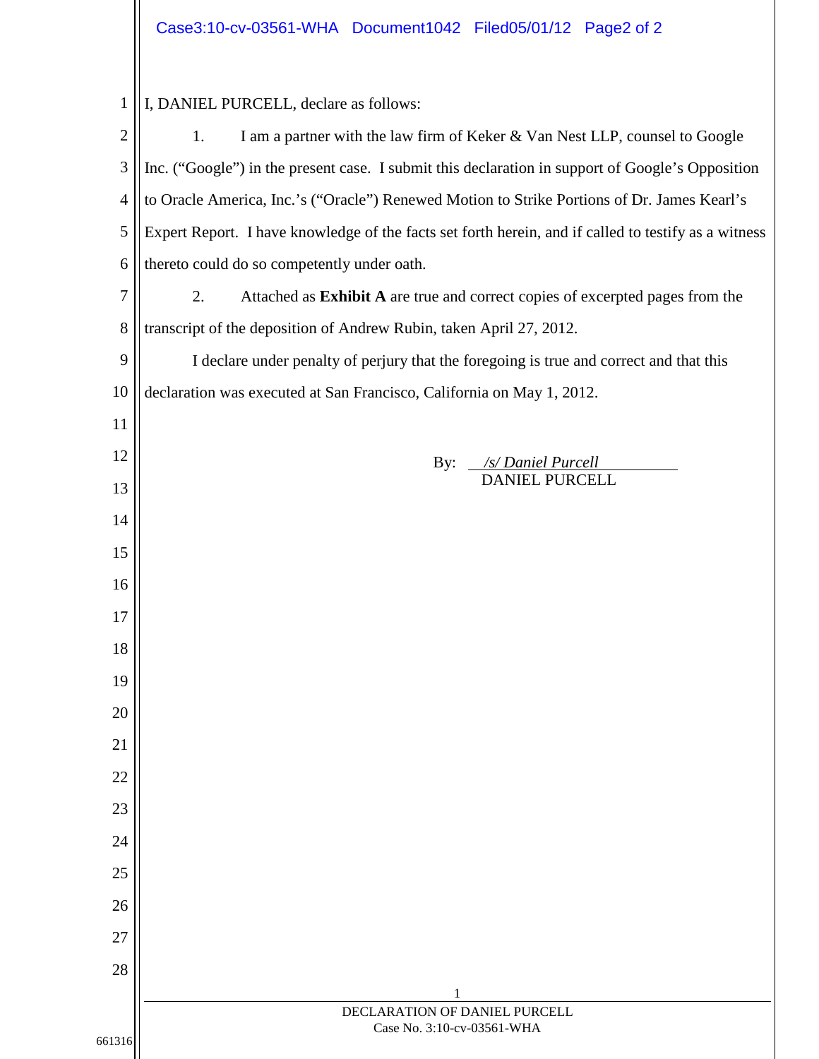I, DANIEL PURCELL, declare as follows:

1. I am a partner with the law firm of Keker & Van Nest LLP, counsel to Google Inc. ("Google") in the present case. I submit this declaration in support of Google's Opposition to Oracle America, Inc.'s ("Oracle") Renewed Motion to Strike Portions of Dr. James Kearl's Expert Report. I have knowledge of the facts set forth herein, and if called to testify as a witness thereto could do so competently under oath.

2. Attached as **Exhibit A** are true and correct copies of excerpted pages from the transcript of the deposition of Andrew Rubin, taken April 27, 2012.

I declare under penalty of perjury that the foregoing is true and correct and that this declaration was executed at San Francisco, California on May 1, 2012.

By: */s/ Daniel Purcell*
DANIEL PURCELL

DECLARATION OF DANIEL PURCELL
Case No. 3:10-cv-03561-WHA